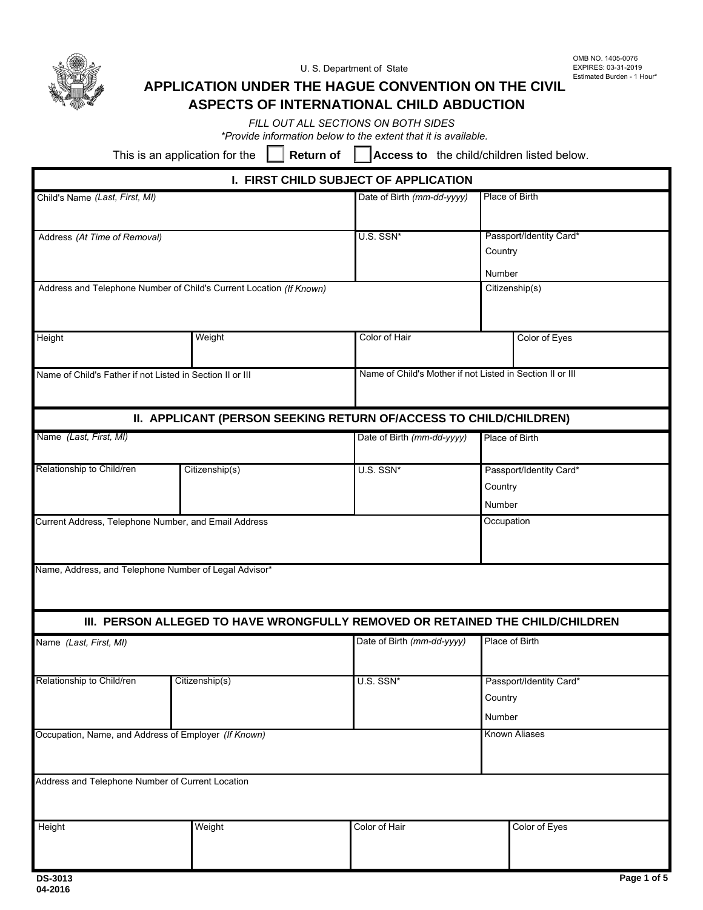U. S. Department of State

OMB NO. 1405-0076
EXPIRES: 03-31-2019
Estimated Burden - 1 Hour*

# APPLICATION UNDER THE HAGUE CONVENTION ON THE CIVIL ASPECTS OF INTERNATIONAL CHILD ABDUCTION

*FILL OUT ALL SECTIONS ON BOTH SIDES*
*\*Provide information below to the extent that it is available.*

This is an application for the ☐ **Return of** ☐ **Access to** the child/children listed below.

## I. FIRST CHILD SUBJECT OF APPLICATION

| Child's Name *(Last, First, MI)* | | Date of Birth *(mm-dd-yyyy)* | Place of Birth |
|---|---|---|---|
| Address *(At Time of Removal)* | | U.S. SSN* | Passport/Identity Card* Country Number |
| Address and Telephone Number of Child's Current Location *(If Known)* | | | Citizenship(s) |
| Height | Weight | Color of Hair | Color of Eyes |
| Name of Child's Father if not Listed in Section II or III | | Name of Child's Mother if not Listed in Section II or III | |

## II. APPLICANT (PERSON SEEKING RETURN OF/ACCESS TO CHILD/CHILDREN)

| Name *(Last, First, MI)* | | Date of Birth *(mm-dd-yyyy)* | Place of Birth |
|---|---|---|---|
| Relationship to Child/ren | Citizenship(s) | U.S. SSN* | Passport/Identity Card* Country Number |
| Current Address, Telephone Number, and Email Address | | | Occupation |
| Name, Address, and Telephone Number of Legal Advisor* | | | |

## III. PERSON ALLEGED TO HAVE WRONGFULLY REMOVED OR RETAINED THE CHILD/CHILDREN

| Name *(Last, First, MI)* | | Date of Birth *(mm-dd-yyyy)* | Place of Birth |
|---|---|---|---|
| Relationship to Child/ren | Citizenship(s) | U.S. SSN* | Passport/Identity Card* Country Number |
| Occupation, Name, and Address of Employer *(If Known)* | | | Known Aliases |
| Address and Telephone Number of Current Location | | | |
| Height | Weight | Color of Hair | Color of Eyes |

DS-3013
04-2016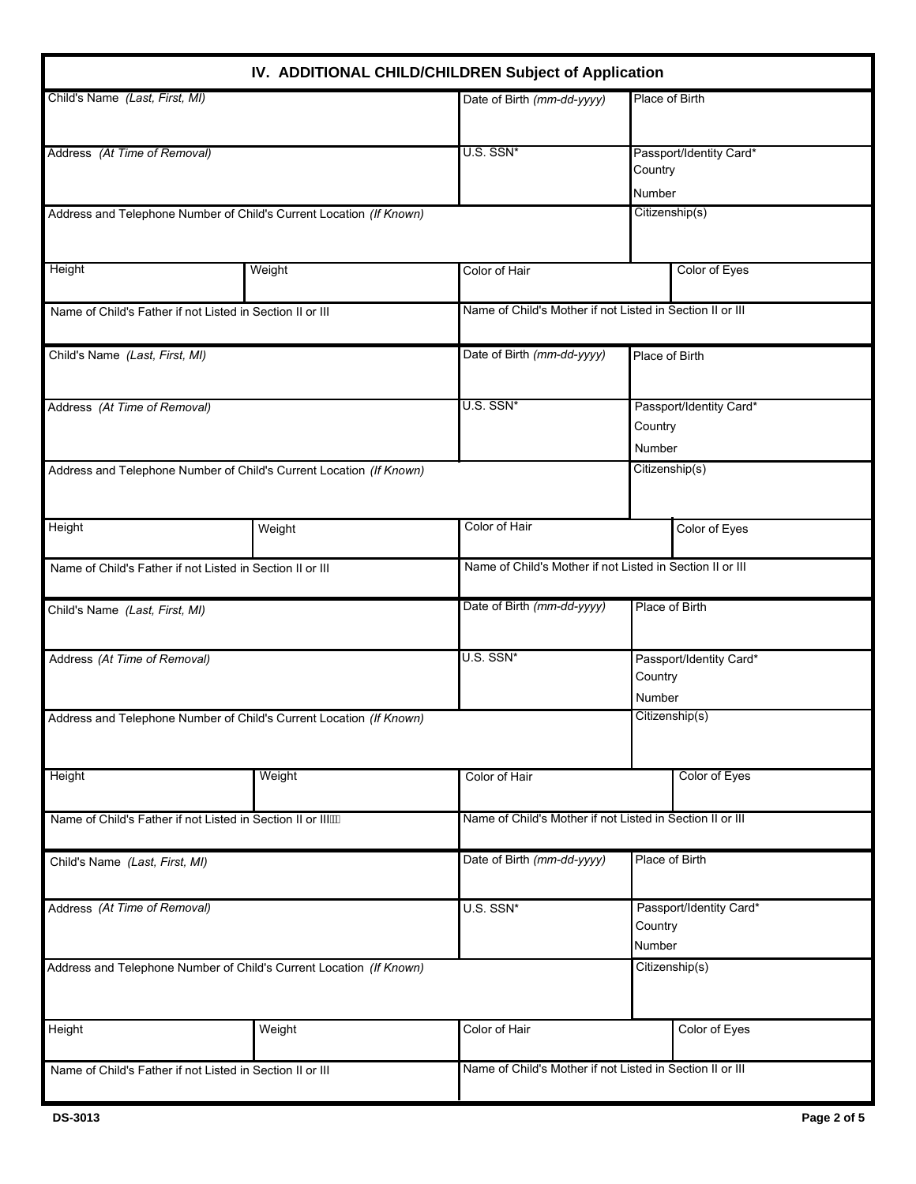## IV. ADDITIONAL CHILD/CHILDREN Subject of Application

| Child's Name *(Last, First, MI)* | | Date of Birth *(mm-dd-yyyy)* | Place of Birth | |
|---|---|---|---|---|
| Address *(At Time of Removal)* | | U.S. SSN* | Passport/Identity Card* Country Number | |
| Address and Telephone Number of Child's Current Location *(If Known)* | | | Citizenship(s) | |
| Height | Weight | Color of Hair | | Color of Eyes |
| Name of Child's Father if not Listed in Section II or III | | Name of Child's Mother if not Listed in Section II or III | | |

| Child's Name *(Last, First, MI)* | | Date of Birth *(mm-dd-yyyy)* | Place of Birth | |
|---|---|---|---|---|
| Address *(At Time of Removal)* | | U.S. SSN* | Passport/Identity Card* Country Number | |
| Address and Telephone Number of Child's Current Location *(If Known)* | | | Citizenship(s) | |
| Height | Weight | Color of Hair | | Color of Eyes |
| Name of Child's Father if not Listed in Section II or III | | Name of Child's Mother if not Listed in Section II or III | | |

| Child's Name *(Last, First, MI)* | | Date of Birth *(mm-dd-yyyy)* | Place of Birth | |
|---|---|---|---|---|
| Address *(At Time of Removal)* | | U.S. SSN* | Passport/Identity Card* Country Number | |
| Address and Telephone Number of Child's Current Location *(If Known)* | | | Citizenship(s) | |
| Height | Weight | Color of Hair | | Color of Eyes |
| Name of Child's Father if not Listed in Section II or III | | Name of Child's Mother if not Listed in Section II or III | | |

| Child's Name *(Last, First, MI)* | | Date of Birth *(mm-dd-yyyy)* | Place of Birth | |
|---|---|---|---|---|
| Address *(At Time of Removal)* | | U.S. SSN* | Passport/Identity Card* Country Number | |
| Address and Telephone Number of Child's Current Location *(If Known)* | | | Citizenship(s) | |
| Height | Weight | Color of Hair | | Color of Eyes |
| Name of Child's Father if not Listed in Section II or III | | Name of Child's Mother if not Listed in Section II or III | | |

DS-3013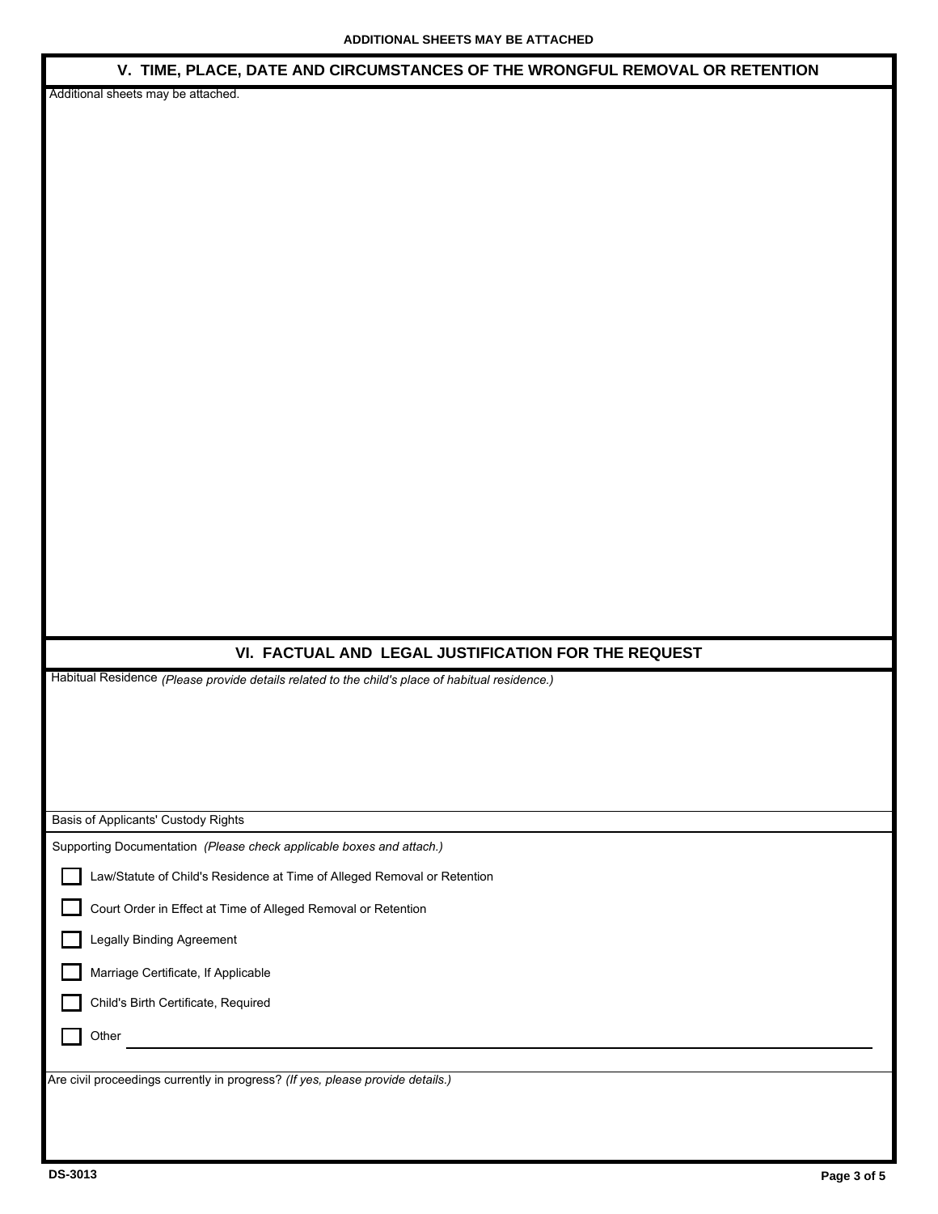**ADDITIONAL SHEETS MAY BE ATTACHED**

## V. TIME, PLACE, DATE AND CIRCUMSTANCES OF THE WRONGFUL REMOVAL OR RETENTION

Additional sheets may be attached.

## VI. FACTUAL AND LEGAL JUSTIFICATION FOR THE REQUEST

Habitual Residence *(Please provide details related to the child's place of habitual residence.)*

Basis of Applicants' Custody Rights

Supporting Documentation *(Please check applicable boxes and attach.)*

- [ ] Law/Statute of Child's Residence at Time of Alleged Removal or Retention
- [ ] Court Order in Effect at Time of Alleged Removal or Retention
- [ ] Legally Binding Agreement
- [ ] Marriage Certificate, If Applicable
- [ ] Child's Birth Certificate, Required
- [ ] Other ______________________

Are civil proceedings currently in progress? *(If yes, please provide details.)*

DS-3013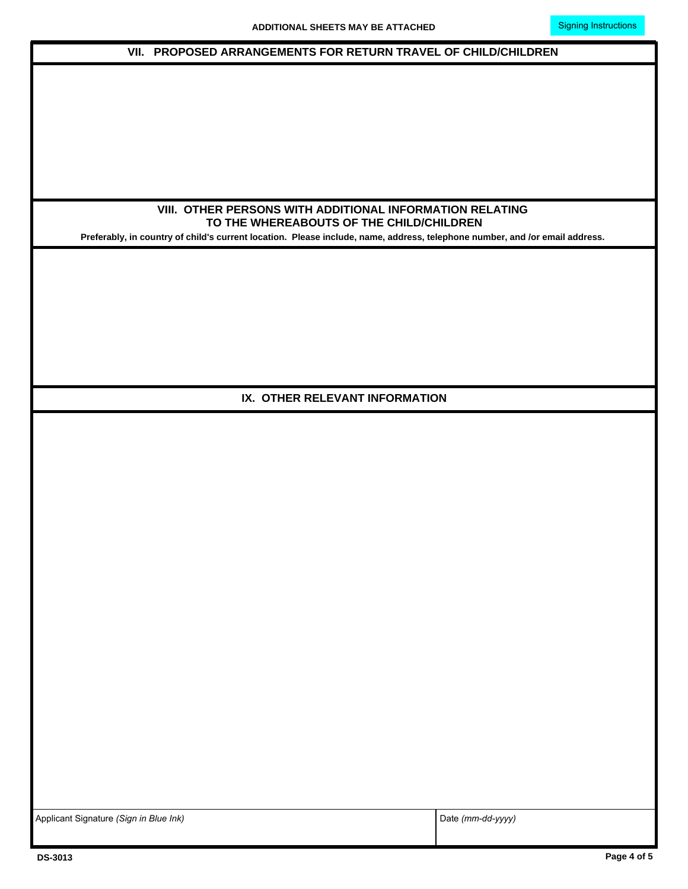**ADDITIONAL SHEETS MAY BE ATTACHED**

Signing Instructions

## VII. PROPOSED ARRANGEMENTS FOR RETURN TRAVEL OF CHILD/CHILDREN

## VIII. OTHER PERSONS WITH ADDITIONAL INFORMATION RELATING TO THE WHEREABOUTS OF THE CHILD/CHILDREN

**Preferably, in country of child's current location. Please include, name, address, telephone number, and /or email address.**

## IX. OTHER RELEVANT INFORMATION

| Applicant Signature *(Sign in Blue Ink)* | Date *(mm-dd-yyyy)* |
| --- | --- |
| | |

**DS-3013**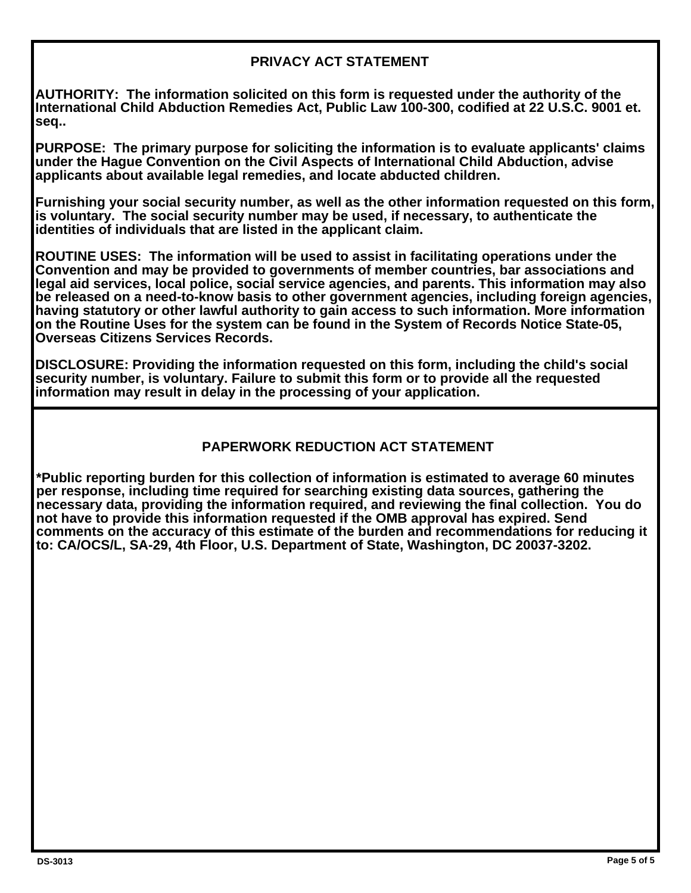## PRIVACY ACT STATEMENT

**AUTHORITY: The information solicited on this form is requested under the authority of the International Child Abduction Remedies Act, Public Law 100-300, codified at 22 U.S.C. 9001 et. seq..**

**PURPOSE: The primary purpose for soliciting the information is to evaluate applicants' claims under the Hague Convention on the Civil Aspects of International Child Abduction, advise applicants about available legal remedies, and locate abducted children.**

**Furnishing your social security number, as well as the other information requested on this form, is voluntary. The social security number may be used, if necessary, to authenticate the identities of individuals that are listed in the applicant claim.**

**ROUTINE USES: The information will be used to assist in facilitating operations under the Convention and may be provided to governments of member countries, bar associations and legal aid services, local police, social service agencies, and parents. This information may also be released on a need-to-know basis to other government agencies, including foreign agencies, having statutory or other lawful authority to gain access to such information. More information on the Routine Uses for the system can be found in the System of Records Notice State-05, Overseas Citizens Services Records.**

**DISCLOSURE: Providing the information requested on this form, including the child's social security number, is voluntary. Failure to submit this form or to provide all the requested information may result in delay in the processing of your application.**

## PAPERWORK REDUCTION ACT STATEMENT

**\*Public reporting burden for this collection of information is estimated to average 60 minutes per response, including time required for searching existing data sources, gathering the necessary data, providing the information required, and reviewing the final collection. You do not have to provide this information requested if the OMB approval has expired. Send comments on the accuracy of this estimate of the burden and recommendations for reducing it to: CA/OCS/L, SA-29, 4th Floor, U.S. Department of State, Washington, DC 20037-3202.**

DS-3013